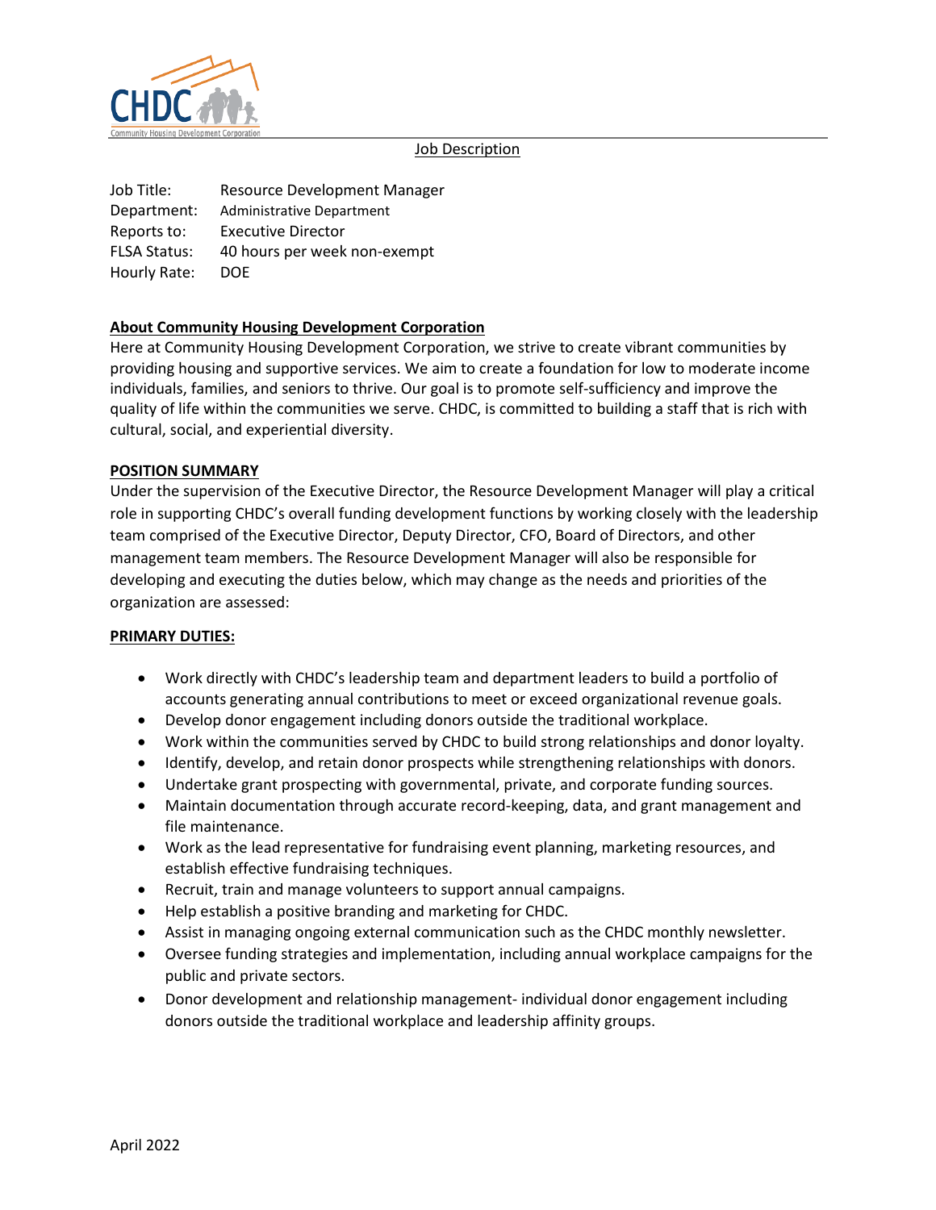Job Description

Job Title: Resource Development Manager
Department: Administrative Department
Reports to: Executive Director
FLSA Status: 40 hours per week non-exempt
Hourly Rate: DOE

## About Community Housing Development Corporation

Here at Community Housing Development Corporation, we strive to create vibrant communities by providing housing and supportive services. We aim to create a foundation for low to moderate income individuals, families, and seniors to thrive. Our goal is to promote self-sufficiency and improve the quality of life within the communities we serve. CHDC, is committed to building a staff that is rich with cultural, social, and experiential diversity.

## POSITION SUMMARY

Under the supervision of the Executive Director, the Resource Development Manager will play a critical role in supporting CHDC's overall funding development functions by working closely with the leadership team comprised of the Executive Director, Deputy Director, CFO, Board of Directors, and other management team members. The Resource Development Manager will also be responsible for developing and executing the duties below, which may change as the needs and priorities of the organization are assessed:

## PRIMARY DUTIES:

- Work directly with CHDC's leadership team and department leaders to build a portfolio of accounts generating annual contributions to meet or exceed organizational revenue goals.
- Develop donor engagement including donors outside the traditional workplace.
- Work within the communities served by CHDC to build strong relationships and donor loyalty.
- Identify, develop, and retain donor prospects while strengthening relationships with donors.
- Undertake grant prospecting with governmental, private, and corporate funding sources.
- Maintain documentation through accurate record-keeping, data, and grant management and file maintenance.
- Work as the lead representative for fundraising event planning, marketing resources, and establish effective fundraising techniques.
- Recruit, train and manage volunteers to support annual campaigns.
- Help establish a positive branding and marketing for CHDC.
- Assist in managing ongoing external communication such as the CHDC monthly newsletter.
- Oversee funding strategies and implementation, including annual workplace campaigns for the public and private sectors.
- Donor development and relationship management- individual donor engagement including donors outside the traditional workplace and leadership affinity groups.

April 2022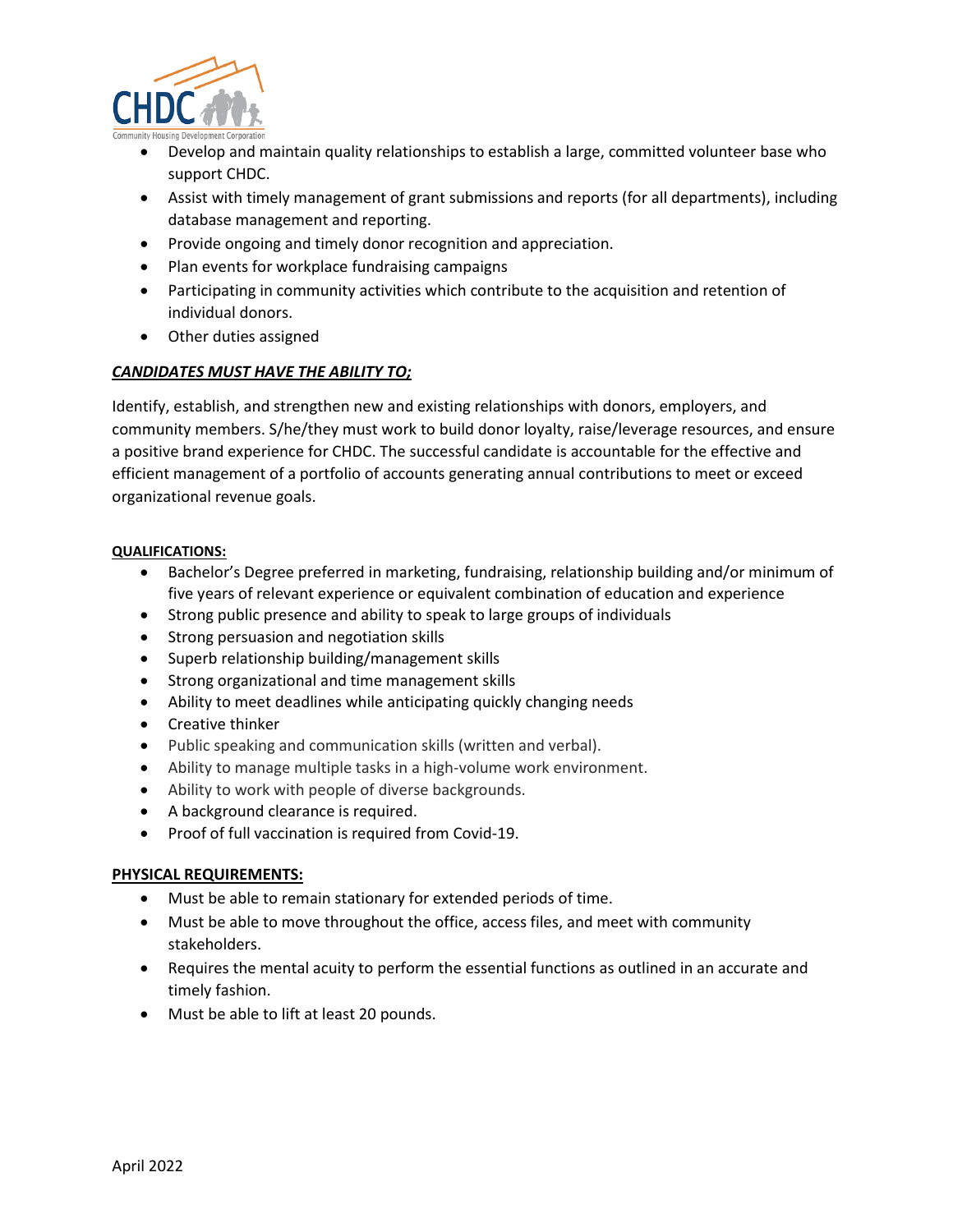- Develop and maintain quality relationships to establish a large, committed volunteer base who support CHDC.
- Assist with timely management of grant submissions and reports (for all departments), including database management and reporting.
- Provide ongoing and timely donor recognition and appreciation.
- Plan events for workplace fundraising campaigns
- Participating in community activities which contribute to the acquisition and retention of individual donors.
- Other duties assigned

***CANDIDATES MUST HAVE THE ABILITY TO;***

Identify, establish, and strengthen new and existing relationships with donors, employers, and community members. S/he/they must work to build donor loyalty, raise/leverage resources, and ensure a positive brand experience for CHDC. The successful candidate is accountable for the effective and efficient management of a portfolio of accounts generating annual contributions to meet or exceed organizational revenue goals.

**QUALIFICATIONS:**

- Bachelor's Degree preferred in marketing, fundraising, relationship building and/or minimum of five years of relevant experience or equivalent combination of education and experience
- Strong public presence and ability to speak to large groups of individuals
- Strong persuasion and negotiation skills
- Superb relationship building/management skills
- Strong organizational and time management skills
- Ability to meet deadlines while anticipating quickly changing needs
- Creative thinker
- Public speaking and communication skills (written and verbal).
- Ability to manage multiple tasks in a high-volume work environment.
- Ability to work with people of diverse backgrounds.
- A background clearance is required.
- Proof of full vaccination is required from Covid-19.

**PHYSICAL REQUIREMENTS:**

- Must be able to remain stationary for extended periods of time.
- Must be able to move throughout the office, access files, and meet with community stakeholders.
- Requires the mental acuity to perform the essential functions as outlined in an accurate and timely fashion.
- Must be able to lift at least 20 pounds.

April 2022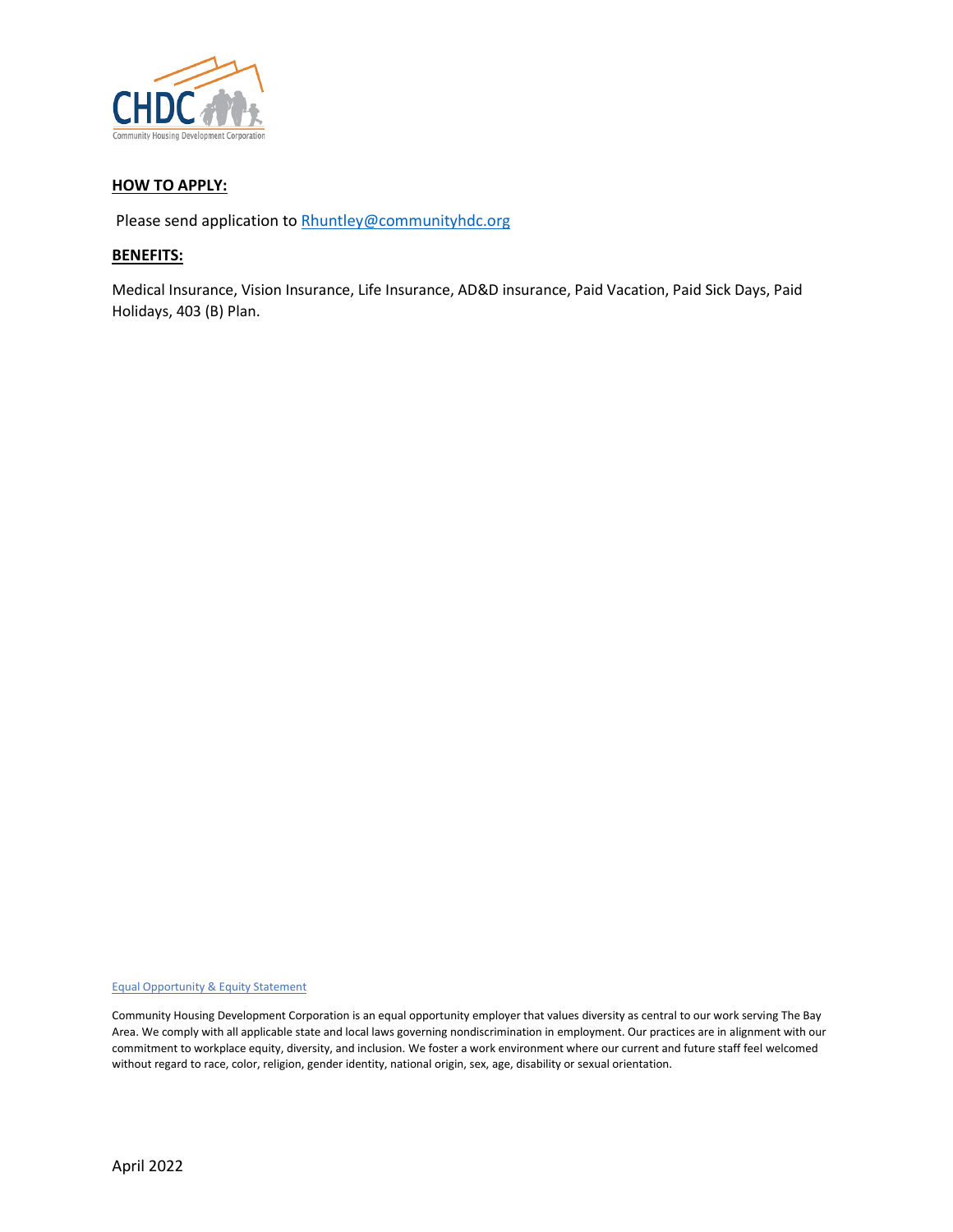**HOW TO APPLY:**

Please send application to Rhuntley@communityhdc.org

**BENEFITS:**

Medical Insurance, Vision Insurance, Life Insurance, AD&D insurance, Paid Vacation, Paid Sick Days, Paid Holidays, 403 (B) Plan.

Equal Opportunity & Equity Statement

Community Housing Development Corporation is an equal opportunity employer that values diversity as central to our work serving The Bay Area. We comply with all applicable state and local laws governing nondiscrimination in employment. Our practices are in alignment with our commitment to workplace equity, diversity, and inclusion. We foster a work environment where our current and future staff feel welcomed without regard to race, color, religion, gender identity, national origin, sex, age, disability or sexual orientation.

April 2022